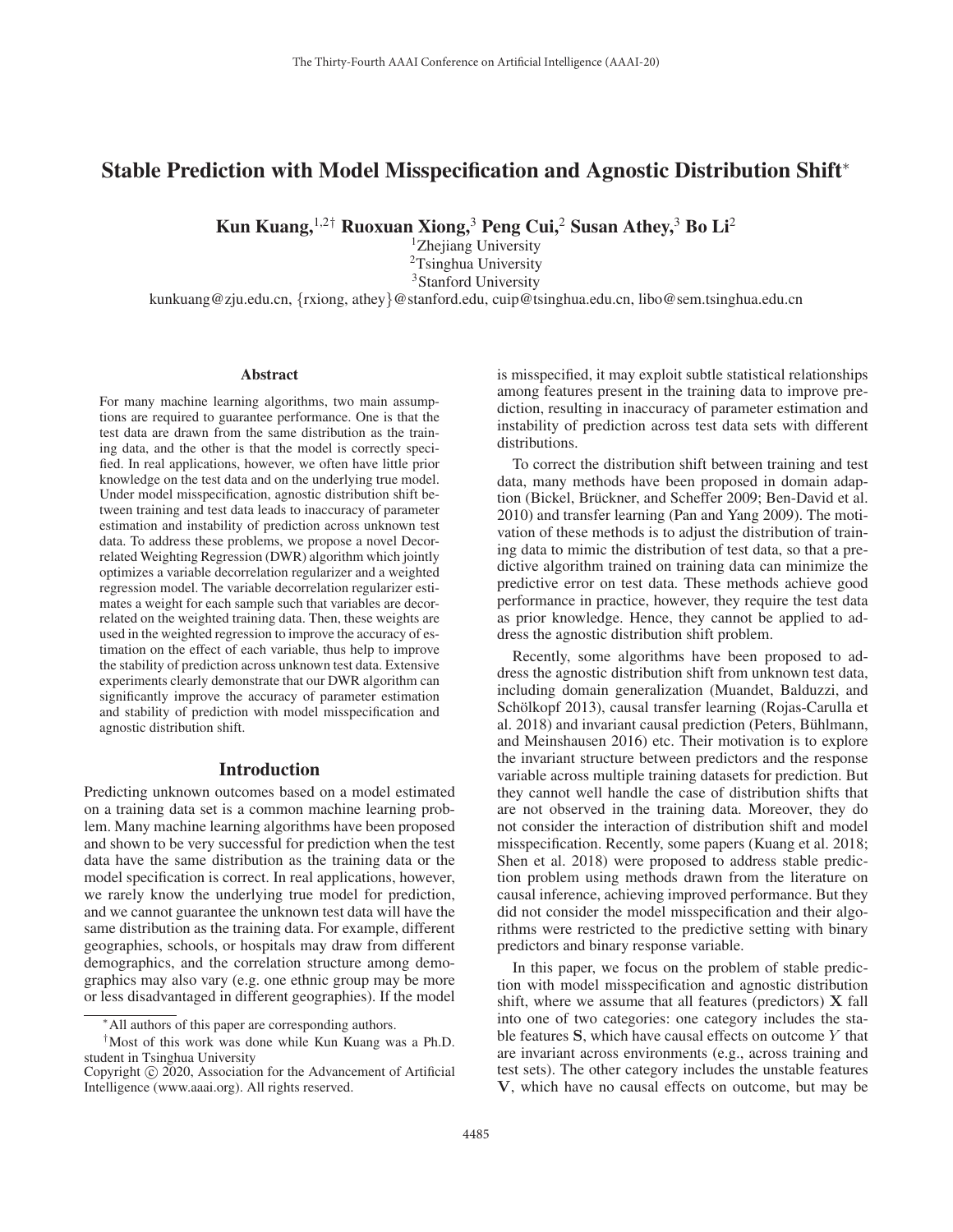# Stable Prediction with Model Misspecification and Agnostic Distribution Shift*

**Kun Kuang,[1,2†] Ruoxuan Xiong,[3] Peng Cui,[2] Susan Athey,[3] Bo Li[2]**

[1]Zhejiang University
[2]Tsinghua University
[3]Stanford University

kunkuang@zju.edu.cn, {rxiong, athey}@stanford.edu, cuip@tsinghua.edu.cn, libo@sem.tsinghua.edu.cn

## Abstract

For many machine learning algorithms, two main assumptions are required to guarantee performance. One is that the test data are drawn from the same distribution as the training data, and the other is that the model is correctly specified. In real applications, however, we often have little prior knowledge on the test data and on the underlying true model. Under model misspecification, agnostic distribution shift between training and test data leads to inaccuracy of parameter estimation and instability of prediction across unknown test data. To address these problems, we propose a novel Decorrelated Weighting Regression (DWR) algorithm which jointly optimizes a variable decorrelation regularizer and a weighted regression model. The variable decorrelation regularizer estimates a weight for each sample such that variables are decorrelated on the weighted training data. Then, these weights are used in the weighted regression to improve the accuracy of estimation on the effect of each variable, thus help to improve the stability of prediction across unknown test data. Extensive experiments clearly demonstrate that our DWR algorithm can significantly improve the accuracy of parameter estimation and stability of prediction with model misspecification and agnostic distribution shift.

## Introduction

Predicting unknown outcomes based on a model estimated on a training data set is a common machine learning problem. Many machine learning algorithms have been proposed and shown to be very successful for prediction when the test data have the same distribution as the training data or the model specification is correct. In real applications, however, we rarely know the underlying true model for prediction, and we cannot guarantee the unknown test data will have the same distribution as the training data. For example, different geographies, schools, or hospitals may draw from different demographics, and the correlation structure among demographics may also vary (e.g. one ethnic group may be more or less disadvantaged in different geographies). If the model is misspecified, it may exploit subtle statistical relationships among features present in the training data to improve prediction, resulting in inaccuracy of parameter estimation and instability of prediction across test data sets with different distributions.

To correct the distribution shift between training and test data, many methods have been proposed in domain adaption (Bickel, Brückner, and Scheffer 2009; Ben-David et al. 2010) and transfer learning (Pan and Yang 2009). The motivation of these methods is to adjust the distribution of training data to mimic the distribution of test data, so that a predictive algorithm trained on training data can minimize the predictive error on test data. These methods achieve good performance in practice, however, they require the test data as prior knowledge. Hence, they cannot be applied to address the agnostic distribution shift problem.

Recently, some algorithms have been proposed to address the agnostic distribution shift from unknown test data, including domain generalization (Muandet, Balduzzi, and Schölkopf 2013), causal transfer learning (Rojas-Carulla et al. 2018) and invariant causal prediction (Peters, Bühlmann, and Meinshausen 2016) etc. Their motivation is to explore the invariant structure between predictors and the response variable across multiple training datasets for prediction. But they cannot well handle the case of distribution shifts that are not observed in the training data. Moreover, they do not consider the interaction of distribution shift and model misspecification. Recently, some papers (Kuang et al. 2018; Shen et al. 2018) were proposed to address stable prediction problem using methods drawn from the literature on causal inference, achieving improved performance. But they did not consider the model misspecification and their algorithms were restricted to the predictive setting with binary predictors and binary response variable.

In this paper, we focus on the problem of stable prediction with model misspecification and agnostic distribution shift, where we assume that all features (predictors) $\mathbf{X}$ fall into one of two categories: one category includes the stable features $\mathbf{S}$, which have causal effects on outcome $Y$ that are invariant across environments (e.g., across training and test sets). The other category includes the unstable features $\mathbf{V}$, which have no causal effects on outcome, but may be

*All authors of this paper are corresponding authors.

†Most of this work was done while Kun Kuang was a Ph.D. student in Tsinghua University

Copyright © 2020, Association for the Advancement of Artificial Intelligence (www.aaai.org). All rights reserved.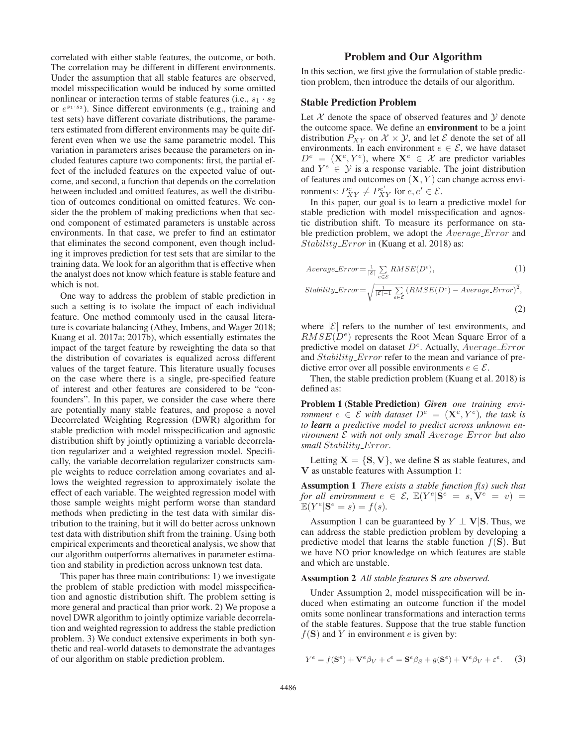correlated with either stable features, the outcome, or both. The correlation may be different in different environments. Under the assumption that all stable features are observed, model misspecification would be induced by some omitted nonlinear or interaction terms of stable features (i.e., $s_1 \cdot s_2$ or $e^{s_1 \cdot s_2}$). Since different environments (e.g., training and test sets) have different covariate distributions, the parameters estimated from different environments may be quite different even when we use the same parametric model. This variation in parameters arises because the parameters on included features capture two components: first, the partial effect of the included features on the expected value of outcome, and second, a function that depends on the correlation between included and omitted features, as well the distribution of outcomes conditional on omitted features. We consider the the problem of making predictions when that second component of estimated parameters is unstable across environments. In that case, we prefer to find an estimator that eliminates the second component, even though including it improves prediction for test sets that are similar to the training data. We look for an algorithm that is effective when the analyst does not know which feature is stable feature and which is not.

One way to address the problem of stable prediction in such a setting is to isolate the impact of each individual feature. One method commonly used in the causal literature is covariate balancing (Athey, Imbens, and Wager 2018; Kuang et al. 2017a; 2017b), which essentially estimates the impact of the target feature by reweighting the data so that the distribution of covariates is equalized across different values of the target feature. This literature usually focuses on the case where there is a single, pre-specified feature of interest and other features are considered to be "confounders". In this paper, we consider the case where there are potentially many stable features, and propose a novel Decorrelated Weighting Regression (DWR) algorithm for stable prediction with model misspecification and agnostic distribution shift by jointly optimizing a variable decorrelation regularizer and a weighted regression model. Specifically, the variable decorrelation regularizer constructs sample weights to reduce correlation among covariates and allows the weighted regression to approximately isolate the effect of each variable. The weighted regression model with those sample weights might perform worse than standard methods when predicting in the test data with similar distribution to the training, but it will do better across unknown test data with distribution shift from the training. Using both empirical experiments and theoretical analysis, we show that our algorithm outperforms alternatives in parameter estimation and stability in prediction across unknown test data.

This paper has three main contributions: 1) we investigate the problem of stable prediction with model misspecification and agnostic distribution shift. The problem setting is more general and practical than prior work. 2) We propose a novel DWR algorithm to jointly optimize variable decorrelation and weighted regression to address the stable prediction problem. 3) We conduct extensive experiments in both synthetic and real-world datasets to demonstrate the advantages of our algorithm on stable prediction problem.

## Problem and Our Algorithm

In this section, we first give the formulation of stable prediction problem, then introduce the details of our algorithm.

### Stable Prediction Problem

Let $\mathcal{X}$ denote the space of observed features and $\mathcal{Y}$ denote the outcome space. We define an **environment** to be a joint distribution $P_{XY}$ on $\mathcal{X} \times \mathcal{Y}$, and let $\mathcal{E}$ denote the set of all environments. In each environment $e \in \mathcal{E}$, we have dataset $D^e = (\mathbf{X}^e, Y^e)$, where $\mathbf{X}^e \in \mathcal{X}$ are predictor variables and $Y^e \in \mathcal{Y}$ is a response variable. The joint distribution of features and outcomes on $(\mathbf{X}, Y)$ can change across environments: $P^e_{XY} \neq P^{e'}_{XY}$ for $e, e' \in \mathcal{E}$.

In this paper, our goal is to learn a predictive model for stable prediction with model misspecification and agnostic distribution shift. To measure its performance on stable prediction problem, we adopt the $Average\_Error$ and $Stability\_Error$ in (Kuang et al. 2018) as:

$$Average\_Error = \frac{1}{|\mathcal{E}|}\sum_{e\in\mathcal{E}} RMSE(D^e), \tag{1}$$

$$Stability\_Error = \sqrt{\frac{1}{|\mathcal{E}|-1}\sum_{e\in\mathcal{E}} \left(RMSE(D^e) - Average\_Error\right)^2}, \tag{2}$$

where $|\mathcal{E}|$ refers to the number of test environments, and $RMSE(D^e)$ represents the Root Mean Square Error of a predictive model on dataset $D^e$. Actually, $Average\_Error$ and $Stability\_Error$ refer to the mean and variance of predictive error over all possible environments $e \in \mathcal{E}$.

Then, the stable prediction problem (Kuang et al. 2018) is defined as:

**Problem 1 (Stable Prediction)** ***Given*** *one training environment $e \in \mathcal{E}$ with dataset $D^e = (\mathbf{X}^e, Y^e)$, the task is to* ***learn*** *a predictive model to predict across unknown environment $\mathcal{E}$ with not only small $Average\_Error$ but also small $Stability\_Error$.*

Letting $\mathbf{X} = \{\mathbf{S}, \mathbf{V}\}$, we define $\mathbf{S}$ as stable features, and $\mathbf{V}$ as unstable features with Assumption 1:

**Assumption 1** *There exists a stable function f(s) such that for all environment $e \in \mathcal{E}$, $\mathbb{E}(Y^e|\mathbf{S}^e = s, \mathbf{V}^e = v) = \mathbb{E}(Y^e|\mathbf{S}^e = s) = f(s)$.*

Assumption 1 can be guaranteed by $Y \perp \mathbf{V}|\mathbf{S}$. Thus, we can address the stable prediction problem by developing a predictive model that learns the stable function $f(\mathbf{S})$. But we have NO prior knowledge on which features are stable and which are unstable.

**Assumption 2** *All stable features* $\mathbf{S}$ *are observed.*

Under Assumption 2, model misspecification will be induced when estimating an outcome function if the model omits some nonlinear transformations and interaction terms of the stable features. Suppose that the true stable function $f(\mathbf{S})$ and $Y$ in environment $e$ is given by:

$$Y^e = f(\mathbf{S}^e) + \mathbf{V}^e\beta_V + \epsilon^e = \mathbf{S}^e\beta_S + g(\mathbf{S}^e) + \mathbf{V}^e\beta_V + \varepsilon^e. \tag{3}$$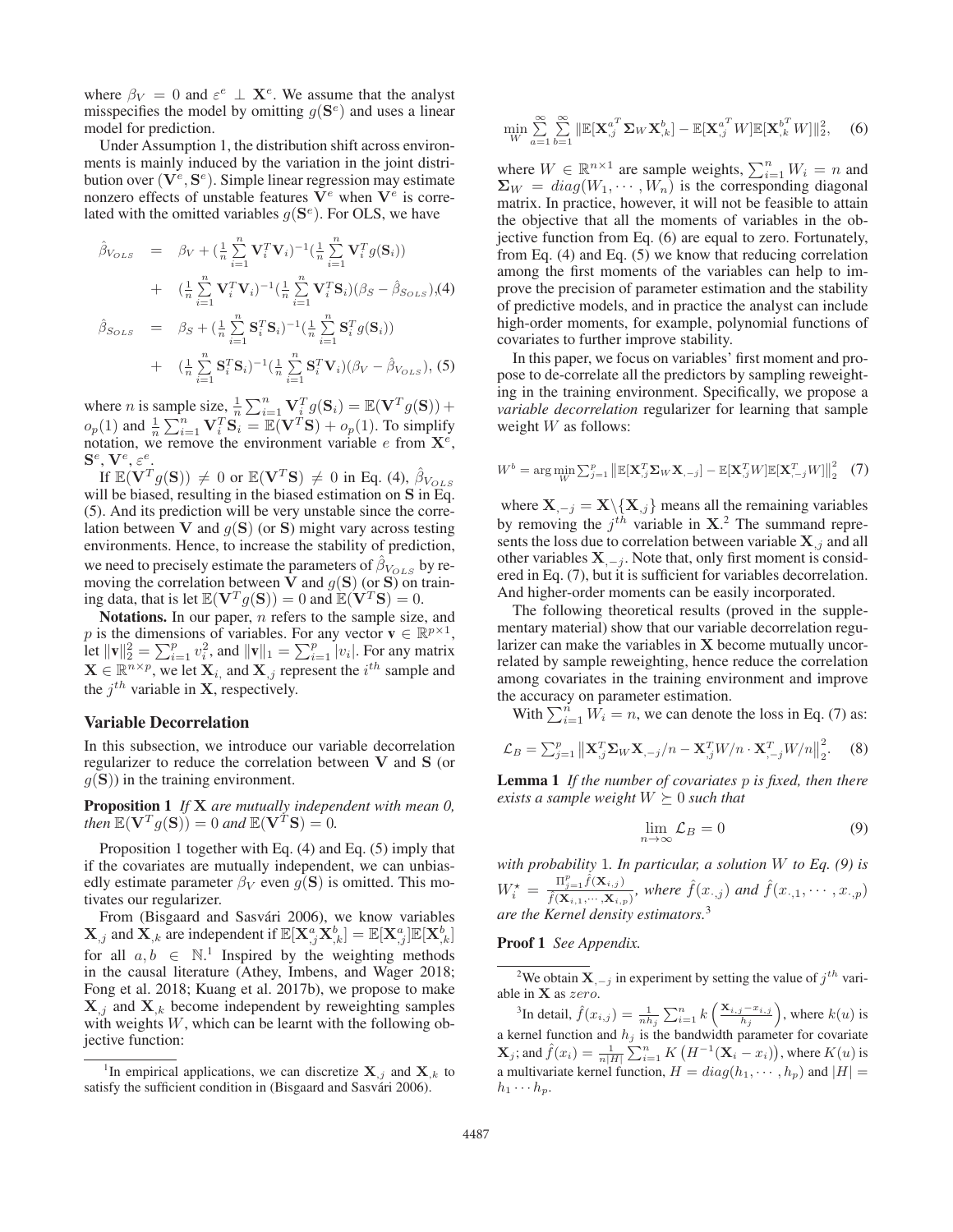where $\beta_V = 0$ and $\varepsilon^e \perp \mathbf{X}^e$. We assume that the analyst misspecifies the model by omitting $g(\mathbf{S}^e)$ and uses a linear model for prediction.

Under Assumption 1, the distribution shift across environments is mainly induced by the variation in the joint distribution over $(\mathbf{V}^e, \mathbf{S}^e)$. Simple linear regression may estimate nonzero effects of unstable features $\mathbf{V}^e$ when $\mathbf{V}^e$ is correlated with the omitted variables $g(\mathbf{S}^e)$. For OLS, we have

$$
\begin{aligned}
\hat{\beta}_{V_{OLS}} &= \beta_V + (\tfrac{1}{n}\sum_{i=1}^{n}\mathbf{V}_i^T\mathbf{V}_i)^{-1}(\tfrac{1}{n}\sum_{i=1}^{n}\mathbf{V}_i^T g(\mathbf{S}_i)) \\
&+ (\tfrac{1}{n}\sum_{i=1}^{n}\mathbf{V}_i^T\mathbf{V}_i)^{-1}(\tfrac{1}{n}\sum_{i=1}^{n}\mathbf{V}_i^T\mathbf{S}_i)(\beta_S - \hat{\beta}_{S_{OLS}}), \quad (4) \\
\hat{\beta}_{S_{OLS}} &= \beta_S + (\tfrac{1}{n}\sum_{i=1}^{n}\mathbf{S}_i^T\mathbf{S}_i)^{-1}(\tfrac{1}{n}\sum_{i=1}^{n}\mathbf{S}_i^T g(\mathbf{S}_i)) \\
&+ (\tfrac{1}{n}\sum_{i=1}^{n}\mathbf{S}_i^T\mathbf{S}_i)^{-1}(\tfrac{1}{n}\sum_{i=1}^{n}\mathbf{S}_i^T\mathbf{V}_i)(\beta_V - \hat{\beta}_{V_{OLS}}), \quad (5)
\end{aligned}
$$

where $n$ is sample size, $\frac{1}{n}\sum_{i=1}^{n}\mathbf{V}_i^T g(\mathbf{S}_i) = \mathbb{E}(\mathbf{V}^T g(\mathbf{S})) + o_p(1)$ and $\frac{1}{n}\sum_{i=1}^{n}\mathbf{V}_i^T\mathbf{S}_i = \mathbb{E}(\mathbf{V}^T\mathbf{S}) + o_p(1)$. To simplify notation, we remove the environment variable $e$ from $\mathbf{X}^e$, $\mathbf{S}^e$, $\mathbf{V}^e$, $\varepsilon^e$.

If $\mathbb{E}(\mathbf{V}^T g(\mathbf{S})) \neq 0$ or $\mathbb{E}(\mathbf{V}^T\mathbf{S}) \neq 0$ in Eq. (4), $\hat{\beta}_{V_{OLS}}$ will be biased, resulting in the biased estimation on $\mathbf{S}$ in Eq. (5). And its prediction will be very unstable since the correlation between $\mathbf{V}$ and $g(\mathbf{S})$ (or $\mathbf{S}$) might vary across testing environments. Hence, to increase the stability of prediction, we need to precisely estimate the parameters of $\hat{\beta}_{V_{OLS}}$ by removing the correlation between $\mathbf{V}$ and $g(\mathbf{S})$ (or $\mathbf{S}$) on training data, that is let $\mathbb{E}(\mathbf{V}^T g(\mathbf{S})) = 0$ and $\mathbb{E}(\mathbf{V}^T\mathbf{S}) = 0$.

**Notations.** In our paper, $n$ refers to the sample size, and $p$ is the dimensions of variables. For any vector $\mathbf{v} \in \mathbb{R}^{p\times 1}$, let $\|\mathbf{v}\|_2^2 = \sum_{i=1}^{p} v_i^2$, and $\|\mathbf{v}\|_1 = \sum_{i=1}^{p}|v_i|$. For any matrix $\mathbf{X} \in \mathbb{R}^{n\times p}$, we let $\mathbf{X}_{i,}$ and $\mathbf{X}_{,j}$ represent the $i^{th}$ sample and the $j^{th}$ variable in $\mathbf{X}$, respectively.

## Variable Decorrelation

In this subsection, we introduce our variable decorrelation regularizer to reduce the correlation between $\mathbf{V}$ and $\mathbf{S}$ (or $g(\mathbf{S})$) in the training environment.

**Proposition 1** *If* $\mathbf{X}$ *are mutually independent with mean 0, then* $\mathbb{E}(\mathbf{V}^T g(\mathbf{S})) = 0$ *and* $\mathbb{E}(\mathbf{V}^T\mathbf{S}) = 0$*.*

Proposition 1 together with Eq. (4) and Eq. (5) imply that if the covariates are mutually independent, we can unbiasedly estimate parameter $\beta_V$ even $g(\mathbf{S})$ is omitted. This motivates our regularizer.

From (Bisgaard and Sasvári 2006), we know variables $\mathbf{X}_{,j}$ and $\mathbf{X}_{,k}$ are independent if $\mathbb{E}[\mathbf{X}_{,j}^a\mathbf{X}_{,k}^b] = \mathbb{E}[\mathbf{X}_{,j}^a]\mathbb{E}[\mathbf{X}_{,k}^b]$ for all $a, b \in \mathbb{N}$.[1] Inspired by the weighting methods in the causal literature (Athey, Imbens, and Wager 2018; Fong et al. 2018; Kuang et al. 2017b), we propose to make $\mathbf{X}_{,j}$ and $\mathbf{X}_{,k}$ become independent by reweighting samples with weights $W$, which can be learnt with the following objective function:

$$
\min_{W}\sum_{a=1}^{\infty}\sum_{b=1}^{\infty}\|\mathbb{E}[\mathbf{X}_{,j}^{a^T}\mathbf{\Sigma}_W\mathbf{X}_{,k}^b] - \mathbb{E}[\mathbf{X}_{,j}^{a^T}W]\mathbb{E}[\mathbf{X}_{,k}^{b^T}W]\|_2^2, \quad (6)
$$

where $W \in \mathbb{R}^{n\times 1}$ are sample weights, $\sum_{i=1}^{n}W_i = n$ and $\mathbf{\Sigma}_W = diag(W_1, \cdots, W_n)$ is the corresponding diagonal matrix. In practice, however, it will not be feasible to attain the objective that all the moments of variables in the objective function from Eq. (6) are equal to zero. Fortunately, from Eq. (4) and Eq. (5) we know that reducing correlation among the first moments of the variables can help to improve the precision of parameter estimation and the stability of predictive models, and in practice the analyst can include high-order moments, for example, polynomial functions of covariates to further improve stability.

In this paper, we focus on variables' first moment and propose to de-correlate all the predictors by sampling reweighting in the training environment. Specifically, we propose a *variable decorrelation* regularizer for learning that sample weight $W$ as follows:

$$
W^b = \arg\min_{W}\sum_{j=1}^{p}\left\|\mathbb{E}[\mathbf{X}_{,j}^T\mathbf{\Sigma}_W\mathbf{X}_{,-j}] - \mathbb{E}[\mathbf{X}_{,j}^T W]\mathbb{E}[\mathbf{X}_{,-j}^T W]\right\|_2^2 \quad (7)
$$

where $\mathbf{X}_{,-j} = \mathbf{X}\backslash\{\mathbf{X}_{,j}\}$ means all the remaining variables by removing the $j^{th}$ variable in $\mathbf{X}$.[2] The summand represents the loss due to correlation between variable $\mathbf{X}_{,j}$ and all other variables $\mathbf{X}_{,-j}$. Note that, only first moment is considered in Eq. (7), but it is sufficient for variables decorrelation. And higher-order moments can be easily incorporated.

The following theoretical results (proved in the supplementary material) show that our variable decorrelation regularizer can make the variables in $\mathbf{X}$ become mutually uncorrelated by sample reweighting, hence reduce the correlation among covariates in the training environment and improve the accuracy on parameter estimation.

With $\sum_{i=1}^{n}W_i = n$, we can denote the loss in Eq. (7) as:

$$
\mathcal{L}_B = \sum_{j=1}^{p}\left\|\mathbf{X}_{,j}^T\mathbf{\Sigma}_W\mathbf{X}_{,-j}/n - \mathbf{X}_{,j}^T W/n\cdot\mathbf{X}_{,-j}^T W/n\right\|_2^2. \quad (8)
$$

**Lemma 1** *If the number of covariates $p$ is fixed, then there exists a sample weight $W \succeq 0$ such that*

$$
\lim_{n\to\infty}\mathcal{L}_B = 0 \quad (9)
$$

*with probability* 1*. In particular, a solution $W$ to Eq. (9) is $W_i^\star = \frac{\Pi_{j=1}^{p}\hat{f}(\mathbf{X}_{i,j})}{\hat{f}(\mathbf{X}_{i,1},\cdots,\mathbf{X}_{i,p})}$, where $\hat{f}(x_{\cdot,j})$ and $\hat{f}(x_{\cdot,1},\cdots,x_{\cdot,p})$ are the Kernel density estimators.*[3]

**Proof 1** *See Appendix.*

---

[1] In empirical applications, we can discretize $\mathbf{X}_{,j}$ and $\mathbf{X}_{,k}$ to satisfy the sufficient condition in (Bisgaard and Sasvári 2006).

[2] We obtain $\mathbf{X}_{,-j}$ in experiment by setting the value of $j^{th}$ variable in $\mathbf{X}$ as *zero*.

[3] In detail, $\hat{f}(x_{i,j}) = \frac{1}{nh_j}\sum_{i=1}^{n}k\left(\frac{\mathbf{X}_{i,j}-x_{i,j}}{h_j}\right)$, where $k(u)$ is a kernel function and $h_j$ is the bandwidth parameter for covariate $\mathbf{X}_j$; and $\hat{f}(x_i) = \frac{1}{n|H|}\sum_{i=1}^{n}K\left(H^{-1}(\mathbf{X}_i - x_i)\right)$, where $K(u)$ is a multivariate kernel function, $H = diag(h_1, \cdots, h_p)$ and $|H| = h_1\cdots h_p$.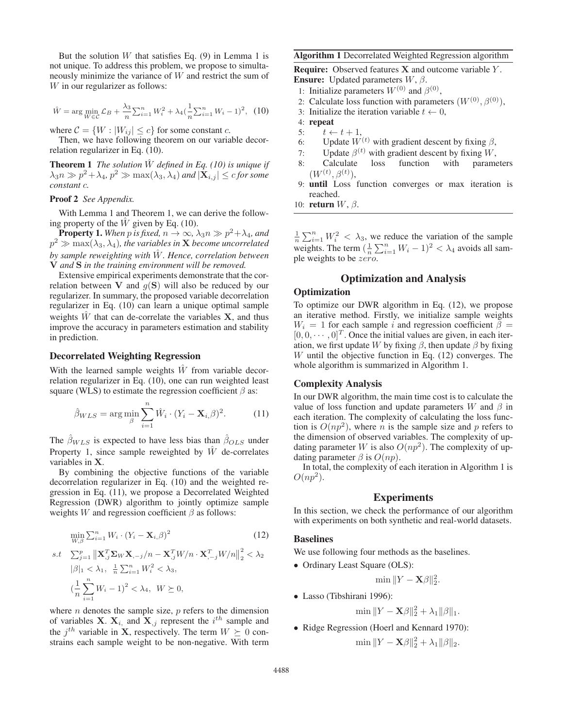But the solution $W$ that satisfies Eq. (9) in Lemma 1 is not unique. To address this problem, we propose to simultaneously minimize the variance of $W$ and restrict the sum of $W$ in our regularizer as follows:

$$\hat{W} = \arg\min_{W \in \mathcal{C}} \mathcal{L}_B + \frac{\lambda_3}{n}\sum_{i=1}^{n} W_i^2 + \lambda_4(\frac{1}{n}\sum_{i=1}^{n} W_i - 1)^2, \quad (10)$$

where $\mathcal{C} = \{W : |W_{ij}| \leq c\}$ for some constant $c$.

Then, we have following theorem on our variable decorrelation regularizer in Eq. (10).

**Theorem 1** *The solution $\hat{W}$ defined in Eq. (10) is unique if $\lambda_3 n \gg p^2 + \lambda_4$, $p^2 \gg \max(\lambda_3, \lambda_4)$ and $|\mathbf{X}_{i,j}| \leq c$ for some constant $c$.*

**Proof 2** *See Appendix.*

With Lemma 1 and Theorem 1, we can derive the following property of the $\hat{W}$ given by Eq. (10).

**Property 1.** *When $p$ is fixed, $n \to \infty$, $\lambda_3 n \gg p^2 + \lambda_4$, and $p^2 \gg \max(\lambda_3, \lambda_4)$, the variables in $\mathbf{X}$ become uncorrelated by sample reweighting with $\hat{W}$. Hence, correlation between $\mathbf{V}$ and $\mathbf{S}$ in the training environment will be removed.*

Extensive empirical experiments demonstrate that the correlation between $\mathbf{V}$ and $g(\mathbf{S})$ will also be reduced by our regularizer. In summary, the proposed variable decorrelation regularizer in Eq. (10) can learn a unique optimal sample weights $\hat{W}$ that can de-correlate the variables $\mathbf{X}$, and thus improve the accuracy in parameters estimation and stability in prediction.

### Decorrelated Weighting Regression

With the learned sample weights $\hat{W}$ from variable decorrelation regularizer in Eq. (10), one can run weighted least square (WLS) to estimate the regression coefficient $\beta$ as:

$$\hat{\beta}_{WLS} = \arg\min_{\beta} \sum_{i=1}^{n} \hat{W}_i \cdot (Y_i - \mathbf{X}_{i,}\beta)^2. \quad (11)$$

The $\hat{\beta}_{WLS}$ is expected to have less bias than $\hat{\beta}_{OLS}$ under Property 1, since sample reweighted by $\hat{W}$ de-correlates variables in $\mathbf{X}$.

By combining the objective functions of the variable decorrelation regularizer in Eq. (10) and the weighted regression in Eq. (11), we propose a Decorrelated Weighted Regression (DWR) algorithm to jointly optimize sample weights $W$ and regression coefficient $\beta$ as follows:

$$\min_{W,\beta} \sum_{i=1}^{n} W_i \cdot (Y_i - \mathbf{X}_{i,}\beta)^2 \quad (12)$$

$$\begin{aligned}
s.t \quad & \sum_{j=1}^{p} \left\| \mathbf{X}_{,j}^T \mathbf{\Sigma}_W \mathbf{X}_{,-j}/n - \mathbf{X}_{,j}^T W/n \cdot \mathbf{X}_{,-j}^T W/n \right\|_2^2 < \lambda_2 \\
& |\beta|_1 < \lambda_1, \ \ \tfrac{1}{n}\sum_{i=1}^{n} W_i^2 < \lambda_3, \\
& (\frac{1}{n}\sum_{i=1}^{n} W_i - 1)^2 < \lambda_4, \ \ W \succeq 0,
\end{aligned}$$

where $n$ denotes the sample size, $p$ refers to the dimension of variables $\mathbf{X}$. $\mathbf{X}_{i,}$ and $\mathbf{X}_{,j}$ represent the $i^{th}$ sample and the $j^{th}$ variable in $\mathbf{X}$, respectively. The term $W \succeq 0$ constrains each sample weight to be non-negative. With term $\frac{1}{n}\sum_{i=1}^{n} W_i^2 < \lambda_3$, we reduce the variation of the sample weights. The term $(\frac{1}{n}\sum_{i=1}^{n} W_i - 1)^2 < \lambda_4$ avoids all sample weights to be *zero*.

**Algorithm 1** Decorrelated Weighted Regression algorithm

**Require:** Observed features $\mathbf{X}$ and outcome variable $Y$.
**Ensure:** Updated parameters $W$, $\beta$.

1: Initialize parameters $W^{(0)}$ and $\beta^{(0)}$,
2: Calculate loss function with parameters $(W^{(0)}, \beta^{(0)})$,
3: Initialize the iteration variable $t \leftarrow 0$,
4: **repeat**
5: $\quad t \leftarrow t + 1$,
6: $\quad$ Update $W^{(t)}$ with gradient descent by fixing $\beta$,
7: $\quad$ Update $\beta^{(t)}$ with gradient descent by fixing $W$,
8: $\quad$ Calculate loss function with parameters $(W^{(t)}, \beta^{(t)})$,
9: **until** Loss function converges or max iteration is reached.
10: **return** $W$, $\beta$.

## Optimization and Analysis

### Optimization

To optimize our DWR algorithm in Eq. (12), we propose an iterative method. Firstly, we initialize sample weights $W_i = 1$ for each sample $i$ and regression coefficient $\beta = [0, 0, \cdots, 0]^T$. Once the initial values are given, in each iteration, we first update $W$ by fixing $\beta$, then update $\beta$ by fixing $W$ until the objective function in Eq. (12) converges. The whole algorithm is summarized in Algorithm 1.

### Complexity Analysis

In our DWR algorithm, the main time cost is to calculate the value of loss function and update parameters $W$ and $\beta$ in each iteration. The complexity of calculating the loss function is $O(np^2)$, where $n$ is the sample size and $p$ refers to the dimension of observed variables. The complexity of updating parameter $W$ is also $O(np^2)$. The complexity of updating parameter $\beta$ is $O(np)$.

In total, the complexity of each iteration in Algorithm 1 is $O(np^2)$.

## Experiments

In this section, we check the performance of our algorithm with experiments on both synthetic and real-world datasets.

### Baselines

We use following four methods as the baselines.

- Ordinary Least Square (OLS):
$$\min \|Y - \mathbf{X}\beta\|_2^2.$$
- Lasso (Tibshirani 1996):
$$\min \|Y - \mathbf{X}\beta\|_2^2 + \lambda_1\|\beta\|_1.$$
- Ridge Regression (Hoerl and Kennard 1970):
$$\min \|Y - \mathbf{X}\beta\|_2^2 + \lambda_1\|\beta\|_2.$$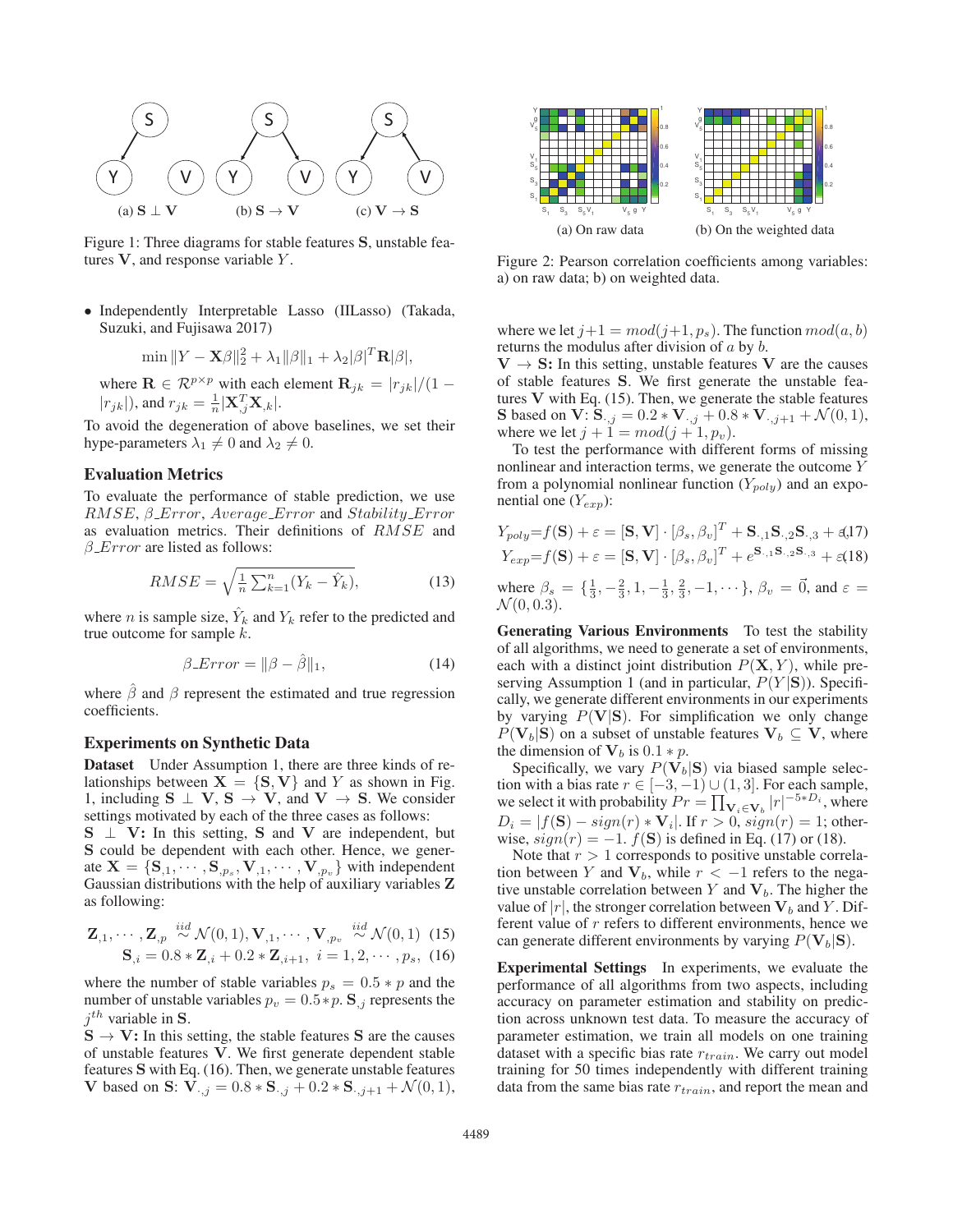Figure 1: Three diagrams for stable features $\mathbf{S}$, unstable features $\mathbf{V}$, and response variable $Y$.

- Independently Interpretable Lasso (IILasso) (Takada, Suzuki, and Fujisawa 2017)

$$\min \|Y - \mathbf{X}\beta\|_2^2 + \lambda_1\|\beta\|_1 + \lambda_2|\beta|^T\mathbf{R}|\beta|,$$

where $\mathbf{R} \in \mathcal{R}^{p\times p}$ with each element $\mathbf{R}_{jk} = |r_{jk}|/(1 - |r_{jk}|)$, and $r_{jk} = \frac{1}{n}|\mathbf{X}_{.j}^T\mathbf{X}_{.k}|$.

To avoid the degeneration of above baselines, we set their hype-parameters $\lambda_1 \neq 0$ and $\lambda_2 \neq 0$.

### Evaluation Metrics

To evaluate the performance of stable prediction, we use $RMSE$, $\beta\_Error$, $Average\_Error$ and $Stability\_Error$ as evaluation metrics. Their definitions of $RMSE$ and $\beta\_Error$ are listed as follows:

$$RMSE = \sqrt{\frac{1}{n}\sum_{k=1}^{n}(Y_k - \hat{Y}_k)}, \tag{13}$$

where $n$ is sample size, $\hat{Y}_k$ and $Y_k$ refer to the predicted and true outcome for sample $k$.

$$\beta\_Error = \|\beta - \hat{\beta}\|_1, \tag{14}$$

where $\hat{\beta}$ and $\beta$ represent the estimated and true regression coefficients.

### Experiments on Synthetic Data

**Dataset** Under Assumption 1, there are three kinds of relationships between $\mathbf{X} = \{\mathbf{S}, \mathbf{V}\}$ and $Y$ as shown in Fig. 1, including $\mathbf{S} \perp \mathbf{V}$, $\mathbf{S} \rightarrow \mathbf{V}$, and $\mathbf{V} \rightarrow \mathbf{S}$. We consider settings motivated by each of the three cases as follows:

**$\mathbf{S} \perp \mathbf{V}$:** In this setting, $\mathbf{S}$ and $\mathbf{V}$ are independent, but $\mathbf{S}$ could be dependent with each other. Hence, we generate $\mathbf{X} = \{\mathbf{S}_{,1}, \cdots, \mathbf{S}_{,p_s}, \mathbf{V}_{,1}, \cdots, \mathbf{V}_{,p_v}\}$ with independent Gaussian distributions with the help of auxiliary variables $\mathbf{Z}$ as following:

$$\mathbf{Z}_{,1}, \cdots, \mathbf{Z}_{,p} \overset{iid}{\sim} \mathcal{N}(0,1), \mathbf{V}_{,1}, \cdots, \mathbf{V}_{,p_v} \overset{iid}{\sim} \mathcal{N}(0,1) \tag{15}$$
$$\mathbf{S}_{,i} = 0.8 * \mathbf{Z}_{,i} + 0.2 * \mathbf{Z}_{,i+1},\ i = 1, 2, \cdots, p_s, \tag{16}$$

where the number of stable variables $p_s = 0.5 * p$ and the number of unstable variables $p_v = 0.5 * p$. $\mathbf{S}_{,j}$ represents the $j^{th}$ variable in $\mathbf{S}$.

**$\mathbf{S} \rightarrow \mathbf{V}$:** In this setting, the stable features $\mathbf{S}$ are the causes of unstable features $\mathbf{V}$. We first generate dependent stable features $\mathbf{S}$ with Eq. (16). Then, we generate unstable features $\mathbf{V}$ based on $\mathbf{S}$: $\mathbf{V}_{\cdot,j} = 0.8 * \mathbf{S}_{\cdot,j} + 0.2 * \mathbf{S}_{\cdot,j+1} + \mathcal{N}(0,1)$, where we let $j+1 = mod(j+1, p_s)$. The function $mod(a, b)$ returns the modulus after division of $a$ by $b$.

**$\mathbf{V} \rightarrow \mathbf{S}$:** In this setting, unstable features $\mathbf{V}$ are the causes of stable features $\mathbf{S}$. We first generate the unstable features $\mathbf{V}$ with Eq. (15). Then, we generate the stable features $\mathbf{S}$ based on $\mathbf{V}$: $\mathbf{S}_{\cdot,j} = 0.2 * \mathbf{V}_{\cdot,j} + 0.8 * \mathbf{V}_{\cdot,j+1} + \mathcal{N}(0,1)$, where we let $j+1 = mod(j+1, p_v)$.

Figure 2: Pearson correlation coefficients among variables: a) on raw data; b) on weighted data.

To test the performance with different forms of missing nonlinear and interaction terms, we generate the outcome $Y$ from a polynomial nonlinear function ($Y_{poly}$) and an exponential one ($Y_{exp}$):

$$Y_{poly} = f(\mathbf{S}) + \varepsilon = [\mathbf{S}, \mathbf{V}] \cdot [\beta_s, \beta_v]^T + \mathbf{S}_{\cdot,1}\mathbf{S}_{\cdot,2}\mathbf{S}_{\cdot,3} + \varepsilon \tag{17}$$
$$Y_{exp} = f(\mathbf{S}) + \varepsilon = [\mathbf{S}, \mathbf{V}] \cdot [\beta_s, \beta_v]^T + e^{\mathbf{S}_{\cdot,1}\mathbf{S}_{\cdot,2}\mathbf{S}_{\cdot,3}} + \varepsilon \tag{18}$$

where $\beta_s = \{\frac{1}{3}, -\frac{2}{3}, 1, -\frac{1}{3}, \frac{2}{3}, -1, \cdots\}$, $\beta_v = \vec{0}$, and $\varepsilon = \mathcal{N}(0, 0.3)$.

**Generating Various Environments** To test the stability of all algorithms, we need to generate a set of environments, each with a distinct joint distribution $P(\mathbf{X}, Y)$, while preserving Assumption 1 (and in particular, $P(Y|\mathbf{S})$). Specifically, we generate different environments in our experiments by varying $P(\mathbf{V}|\mathbf{S})$. For simplification we only change $P(\mathbf{V}_b|\mathbf{S})$ on a subset of unstable features $\mathbf{V}_b \subseteq \mathbf{V}$, where the dimension of $\mathbf{V}_b$ is $0.1 * p$.

Specifically, we vary $P(\mathbf{V}_b|\mathbf{S})$ via biased sample selection with a bias rate $r \in [-3, -1) \cup (1, 3]$. For each sample, we select it with probability $Pr = \prod_{\mathbf{V}_i \in \mathbf{V}_b} |r|^{-5*D_i}$, where $D_i = |f(\mathbf{S}) - sign(r) * \mathbf{V}_i|$. If $r > 0$, $sign(r) = 1$; otherwise, $sign(r) = -1$. $f(\mathbf{S})$ is defined in Eq. (17) or (18).

Note that $r > 1$ corresponds to positive unstable correlation between $Y$ and $\mathbf{V}_b$, while $r < -1$ refers to the negative unstable correlation between $Y$ and $\mathbf{V}_b$. The higher the value of $|r|$, the stronger correlation between $\mathbf{V}_b$ and $Y$. Different value of $r$ refers to different environments, hence we can generate different environments by varying $P(\mathbf{V}_b|\mathbf{S})$.

**Experimental Settings** In experiments, we evaluate the performance of all algorithms from two aspects, including accuracy on parameter estimation and stability on prediction across unknown test data. To measure the accuracy of parameter estimation, we train all models on one training dataset with a specific bias rate $r_{train}$. We carry out model training for 50 times independently with different training data from the same bias rate $r_{train}$, and report the mean and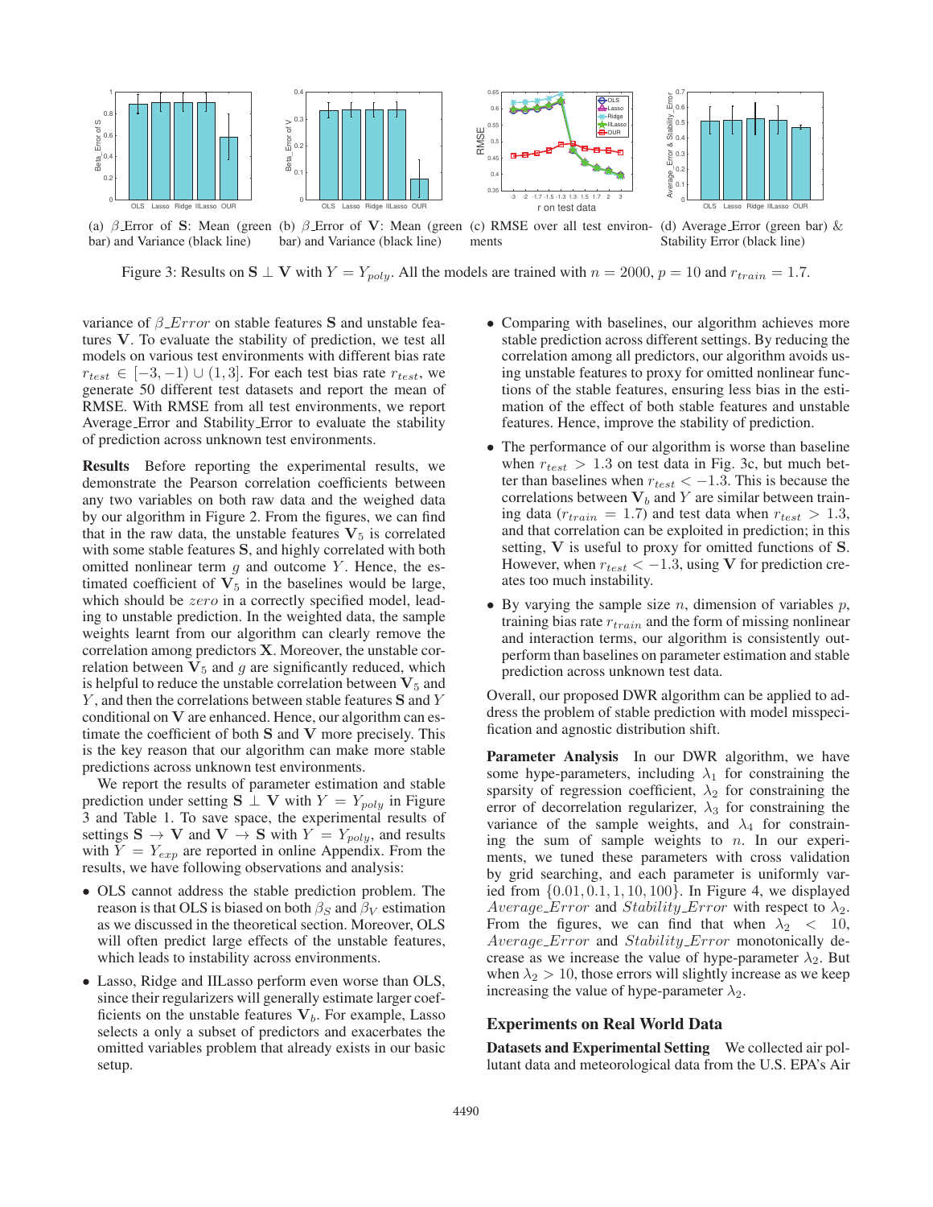(a) $\beta$_Error of $\mathbf{S}$: Mean (green bar) and Variance (black line)

(b) $\beta$_Error of $\mathbf{V}$: Mean (green bar) and Variance (black line)

(c) RMSE over all test environments

(d) Average_Error (green bar) & Stability Error (black line)

Figure 3: Results on $\mathbf{S} \perp \mathbf{V}$ with $Y = Y_{poly}$. All the models are trained with $n = 2000$, $p = 10$ and $r_{train} = 1.7$.

variance of $\beta\_Error$ on stable features $\mathbf{S}$ and unstable features $\mathbf{V}$. To evaluate the stability of prediction, we test all models on various test environments with different bias rate $r_{test} \in [-3, -1) \cup (1, 3]$. For each test bias rate $r_{test}$, we generate 50 different test datasets and report the mean of RMSE. With RMSE from all test environments, we report Average_Error and Stability_Error to evaluate the stability of prediction across unknown test environments.

**Results** Before reporting the experimental results, we demonstrate the Pearson correlation coefficients between any two variables on both raw data and the weighed data by our algorithm in Figure 2. From the figures, we can find that in the raw data, the unstable features $\mathbf{V}_5$ is correlated with some stable features $\mathbf{S}$, and highly correlated with both omitted nonlinear term $g$ and outcome $Y$. Hence, the estimated coefficient of $\mathbf{V}_5$ in the baselines would be large, which should be $zero$ in a correctly specified model, leading to unstable prediction. In the weighted data, the sample weights learnt from our algorithm can clearly remove the correlation among predictors $\mathbf{X}$. Moreover, the unstable correlation between $\mathbf{V}_5$ and $g$ are significantly reduced, which is helpful to reduce the unstable correlation between $\mathbf{V}_5$ and $Y$, and then the correlations between stable features $\mathbf{S}$ and $Y$ conditional on $\mathbf{V}$ are enhanced. Hence, our algorithm can estimate the coefficient of both $\mathbf{S}$ and $\mathbf{V}$ more precisely. This is the key reason that our algorithm can make more stable predictions across unknown test environments.

We report the results of parameter estimation and stable prediction under setting $\mathbf{S} \perp \mathbf{V}$ with $Y = Y_{poly}$ in Figure 3 and Table 1. To save space, the experimental results of settings $\mathbf{S} \rightarrow \mathbf{V}$ and $\mathbf{V} \rightarrow \mathbf{S}$ with $Y = Y_{poly}$, and results with $Y = Y_{exp}$ are reported in online Appendix. From the results, we have following observations and analysis:

- OLS cannot address the stable prediction problem. The reason is that OLS is biased on both $\beta_S$ and $\beta_V$ estimation as we discussed in the theoretical section. Moreover, OLS will often predict large effects of the unstable features, which leads to instability across environments.
- Lasso, Ridge and IILasso perform even worse than OLS, since their regularizers will generally estimate larger coefficients on the unstable features $\mathbf{V}_b$. For example, Lasso selects a only a subset of predictors and exacerbates the omitted variables problem that already exists in our basic setup.
- Comparing with baselines, our algorithm achieves more stable prediction across different settings. By reducing the correlation among all predictors, our algorithm avoids using unstable features to proxy for omitted nonlinear functions of the stable features, ensuring less bias in the estimation of the effect of both stable features and unstable features. Hence, improve the stability of prediction.
- The performance of our algorithm is worse than baseline when $r_{test} > 1.3$ on test data in Fig. 3c, but much better than baselines when $r_{test} < -1.3$. This is because the correlations between $\mathbf{V}_b$ and $Y$ are similar between training data ($r_{train} = 1.7$) and test data when $r_{test} > 1.3$, and that correlation can be exploited in prediction; in this setting, $\mathbf{V}$ is useful to proxy for omitted functions of $\mathbf{S}$. However, when $r_{test} < -1.3$, using $\mathbf{V}$ for prediction creates too much instability.
- By varying the sample size $n$, dimension of variables $p$, training bias rate $r_{train}$ and the form of missing nonlinear and interaction terms, our algorithm is consistently outperform than baselines on parameter estimation and stable prediction across unknown test data.

Overall, our proposed DWR algorithm can be applied to address the problem of stable prediction with model misspecification and agnostic distribution shift.

**Parameter Analysis** In our DWR algorithm, we have some hype-parameters, including $\lambda_1$ for constraining the sparsity of regression coefficient, $\lambda_2$ for constraining the error of decorrelation regularizer, $\lambda_3$ for constraining the variance of the sample weights, and $\lambda_4$ for constraining the sum of sample weights to $n$. In our experiments, we tuned these parameters with cross validation by grid searching, and each parameter is uniformly varied from $\{0.01, 0.1, 1, 10, 100\}$. In Figure 4, we displayed $Average\_Error$ and $Stability\_Error$ with respect to $\lambda_2$. From the figures, we can find that when $\lambda_2 < 10$, $Average\_Error$ and $Stability\_Error$ monotonically decrease as we increase the value of hype-parameter $\lambda_2$. But when $\lambda_2 > 10$, those errors will slightly increase as we keep increasing the value of hype-parameter $\lambda_2$.

## Experiments on Real World Data

**Datasets and Experimental Setting** We collected air pollutant data and meteorological data from the U.S. EPA's Air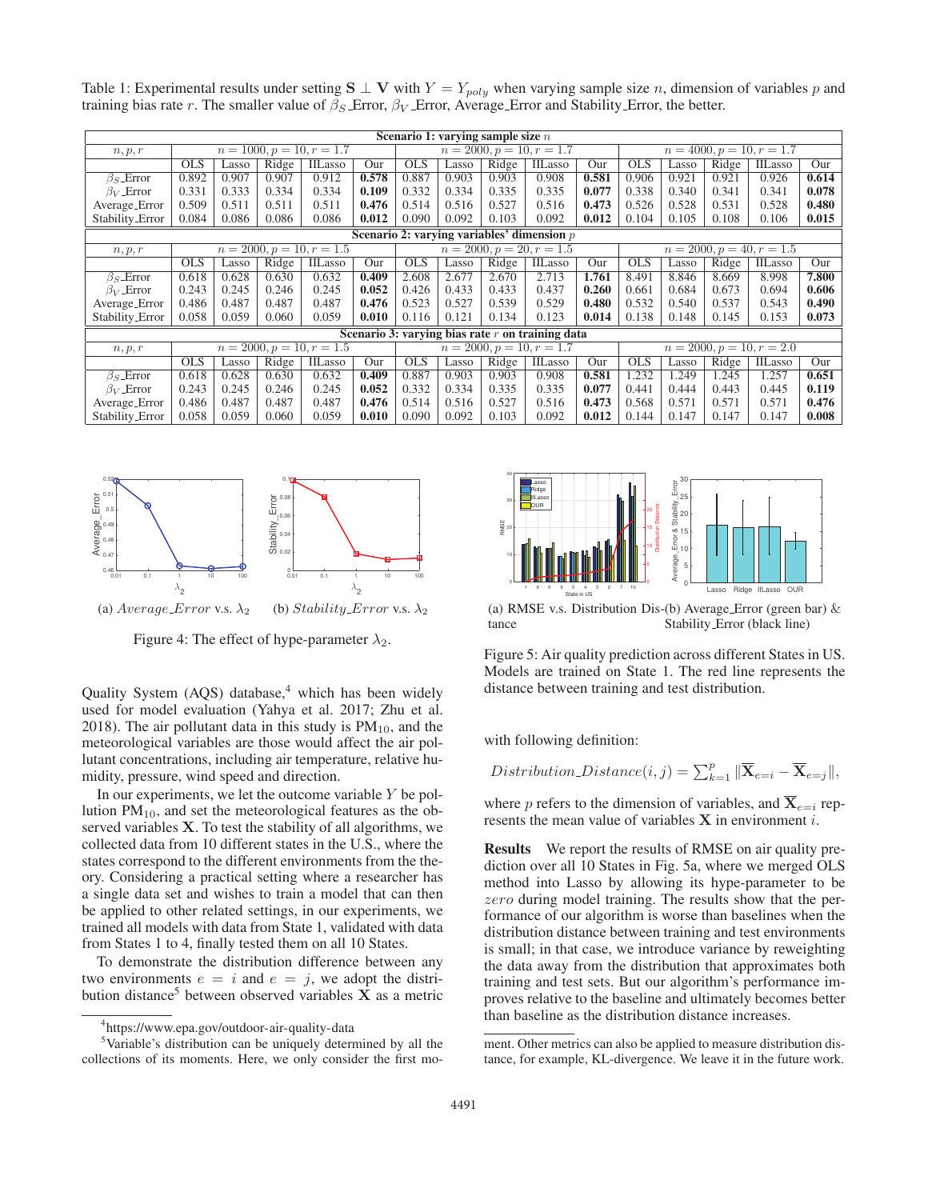Table 1: Experimental results under setting $\mathbf{S} \perp \mathbf{V}$ with $Y = Y_{poly}$ when varying sample size $n$, dimension of variables $p$ and training bias rate $r$. The smaller value of $\beta_S$_Error, $\beta_V$_Error, Average_Error and Stability_Error, the better.

| **Scenario 1: varying sample size $n$** | | | | | | | | | | | | | | | |
|---|---|---|---|---|---|---|---|---|---|---|---|---|---|---|---|
| $n, p, r$ | $n = 1000, p = 10, r = 1.7$ | | | | | $n = 2000, p = 10, r = 1.7$ | | | | | $n = 4000, p = 10, r = 1.7$ | | | | |
| | OLS | Lasso | Ridge | IILasso | Our | OLS | Lasso | Ridge | IILasso | Our | OLS | Lasso | Ridge | IILasso | Our |
| $\beta_S$_Error | 0.892 | 0.907 | 0.907 | 0.912 | **0.578** | 0.887 | 0.903 | 0.903 | 0.908 | **0.581** | 0.906 | 0.921 | 0.921 | 0.926 | **0.614** |
| $\beta_V$_Error | 0.331 | 0.333 | 0.334 | 0.334 | **0.109** | 0.332 | 0.334 | 0.335 | 0.335 | **0.077** | 0.338 | 0.340 | 0.341 | 0.341 | **0.078** |
| Average_Error | 0.509 | 0.511 | 0.511 | 0.511 | **0.476** | 0.514 | 0.516 | 0.527 | 0.516 | **0.473** | 0.526 | 0.528 | 0.531 | 0.528 | **0.480** |
| Stability_Error | 0.084 | 0.086 | 0.086 | 0.086 | **0.012** | 0.090 | 0.092 | 0.103 | 0.092 | **0.012** | 0.104 | 0.105 | 0.108 | 0.106 | **0.015** |
| **Scenario 2: varying variables' dimension $p$** | | | | | | | | | | | | | | | |
| $n, p, r$ | $n = 2000, p = 10, r = 1.5$ | | | | | $n = 2000, p = 20, r = 1.5$ | | | | | $n = 2000, p = 40, r = 1.5$ | | | | |
| | OLS | Lasso | Ridge | IILasso | Our | OLS | Lasso | Ridge | IILasso | Our | OLS | Lasso | Ridge | IILasso | Our |
| $\beta_S$_Error | 0.618 | 0.628 | 0.630 | 0.632 | **0.409** | 2.608 | 2.677 | 2.670 | 2.713 | **1.761** | 8.491 | 8.846 | 8.669 | 8.998 | **7.800** |
| $\beta_V$_Error | 0.243 | 0.245 | 0.246 | 0.245 | **0.052** | 0.426 | 0.433 | 0.433 | 0.437 | **0.260** | 0.661 | 0.684 | 0.673 | 0.694 | **0.606** |
| Average_Error | 0.486 | 0.487 | 0.487 | 0.487 | **0.476** | 0.523 | 0.527 | 0.539 | 0.529 | **0.480** | 0.532 | 0.540 | 0.537 | 0.543 | **0.490** |
| Stability_Error | 0.058 | 0.059 | 0.060 | 0.059 | **0.010** | 0.116 | 0.121 | 0.134 | 0.123 | **0.014** | 0.138 | 0.148 | 0.145 | 0.153 | **0.073** |
| **Scenario 3: varying bias rate $r$ on training data** | | | | | | | | | | | | | | | |
| $n, p, r$ | $n = 2000, p = 10, r = 1.5$ | | | | | $n = 2000, p = 10, r = 1.7$ | | | | | $n = 2000, p = 10, r = 2.0$ | | | | |
| | OLS | Lasso | Ridge | IILasso | Our | OLS | Lasso | Ridge | IILasso | Our | OLS | Lasso | Ridge | IILasso | Our |
| $\beta_S$_Error | 0.618 | 0.628 | 0.630 | 0.632 | **0.409** | 0.887 | 0.903 | 0.903 | 0.908 | **0.581** | 1.232 | 1.249 | 1.245 | 1.257 | **0.651** |
| $\beta_V$_Error | 0.243 | 0.245 | 0.246 | 0.245 | **0.052** | 0.332 | 0.334 | 0.335 | 0.335 | **0.077** | 0.441 | 0.444 | 0.443 | 0.445 | **0.119** |
| Average_Error | 0.486 | 0.487 | 0.487 | 0.487 | **0.476** | 0.514 | 0.516 | 0.527 | 0.516 | **0.473** | 0.568 | 0.571 | 0.571 | 0.571 | **0.476** |
| Stability_Error | 0.058 | 0.059 | 0.060 | 0.059 | **0.010** | 0.090 | 0.092 | 0.103 | 0.092 | **0.012** | 0.144 | 0.147 | 0.147 | 0.147 | **0.008** |

(a) *Average_Error* v.s. $\lambda_2$ (b) *Stability_Error* v.s. $\lambda_2$

Figure 4: The effect of hype-parameter $\lambda_2$.

Quality System (AQS) database,[4] which has been widely used for model evaluation (Yahya et al. 2017; Zhu et al. 2018). The air pollutant data in this study is $PM_{10}$, and the meteorological variables are those would affect the air pollutant concentrations, including air temperature, relative humidity, pressure, wind speed and direction.

In our experiments, we let the outcome variable $Y$ be pollution $PM_{10}$, and set the meteorological features as the observed variables $\mathbf{X}$. To test the stability of all algorithms, we collected data from 10 different states in the U.S., where the states correspond to the different environments from the theory. Considering a practical setting where a researcher has a single data set and wishes to train a model that can then be applied to other related settings, in our experiments, we trained all models with data from State 1, validated with data from States 1 to 4, finally tested them on all 10 States.

To demonstrate the distribution difference between any two environments $e = i$ and $e = j$, we adopt the distribution distance[5] between observed variables $\mathbf{X}$ as a metric with following definition:

$$Distribution\_Distance(i, j) = \sum_{k=1}^{p} \|\overline{\mathbf{X}}_{e=i} - \overline{\mathbf{X}}_{e=j}\|,$$

where $p$ refers to the dimension of variables, and $\overline{\mathbf{X}}_{e=i}$ represents the mean value of variables $\mathbf{X}$ in environment $i$.

(a) RMSE v.s. Distribution Distance (b) Average_Error (green bar) & Stability_Error (black line)

Figure 5: Air quality prediction across different States in US. Models are trained on State 1. The red line represents the distance between training and test distribution.

**Results** We report the results of RMSE on air quality prediction over all 10 States in Fig. 5a, where we merged OLS method into Lasso by allowing its hype-parameter to be *zero* during model training. The results show that the performance of our algorithm is worse than baselines when the distribution distance between training and test environments is small; in that case, we introduce variance by reweighting the data away from the distribution that approximates both training and test sets. But our algorithm's performance improves relative to the baseline and ultimately becomes better than baseline as the distribution distance increases.

[4] https://www.epa.gov/outdoor-air-quality-data

[5] Variable's distribution can be uniquely determined by all the collections of its moments. Here, we only consider the first moment. Other metrics can also be applied to measure distribution distance, for example, KL-divergence. We leave it in the future work.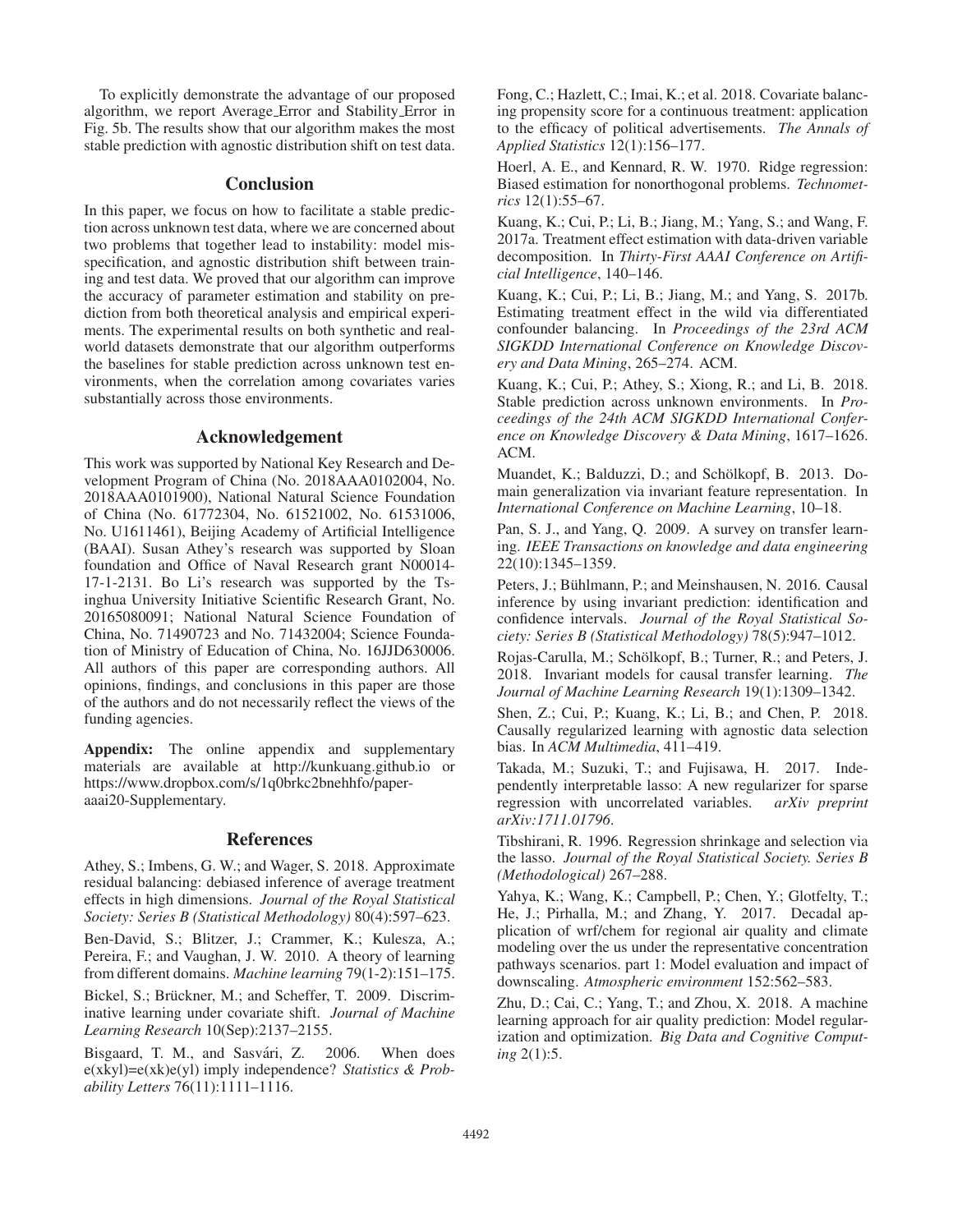To explicitly demonstrate the advantage of our proposed algorithm, we report Average_Error and Stability_Error in Fig. 5b. The results show that our algorithm makes the most stable prediction with agnostic distribution shift on test data.

## Conclusion

In this paper, we focus on how to facilitate a stable prediction across unknown test data, where we are concerned about two problems that together lead to instability: model misspecification, and agnostic distribution shift between training and test data. We proved that our algorithm can improve the accuracy of parameter estimation and stability on prediction from both theoretical analysis and empirical experiments. The experimental results on both synthetic and real-world datasets demonstrate that our algorithm outperforms the baselines for stable prediction across unknown test environments, when the correlation among covariates varies substantially across those environments.

## Acknowledgement

This work was supported by National Key Research and Development Program of China (No. 2018AAA0102004, No. 2018AAA0101900), National Natural Science Foundation of China (No. 61772304, No. 61521002, No. 61531006, No. U1611461), Beijing Academy of Artificial Intelligence (BAAI). Susan Athey's research was supported by Sloan foundation and Office of Naval Research grant N00014-17-1-2131. Bo Li's research was supported by the Tsinghua University Initiative Scientific Research Grant, No. 20165080091; National Natural Science Foundation of China, No. 71490723 and No. 71432004; Science Foundation of Ministry of Education of China, No. 16JJD630006. All authors of this paper are corresponding authors. All opinions, findings, and conclusions in this paper are those of the authors and do not necessarily reflect the views of the funding agencies.

**Appendix:** The online appendix and supplementary materials are available at http://kunkuang.github.io or https://www.dropbox.com/s/1q0brkc2bnehhfo/paper-aaai20-Supplementary.

## References

Athey, S.; Imbens, G. W.; and Wager, S. 2018. Approximate residual balancing: debiased inference of average treatment effects in high dimensions. *Journal of the Royal Statistical Society: Series B (Statistical Methodology)* 80(4):597–623.

Ben-David, S.; Blitzer, J.; Crammer, K.; Kulesza, A.; Pereira, F.; and Vaughan, J. W. 2010. A theory of learning from different domains. *Machine learning* 79(1-2):151–175.

Bickel, S.; Brückner, M.; and Scheffer, T. 2009. Discriminative learning under covariate shift. *Journal of Machine Learning Research* 10(Sep):2137–2155.

Bisgaard, T. M., and Sasvári, Z. 2006. When does e(xkyl)=e(xk)e(yl) imply independence? *Statistics & Probability Letters* 76(11):1111–1116.

Fong, C.; Hazlett, C.; Imai, K.; et al. 2018. Covariate balancing propensity score for a continuous treatment: application to the efficacy of political advertisements. *The Annals of Applied Statistics* 12(1):156–177.

Hoerl, A. E., and Kennard, R. W. 1970. Ridge regression: Biased estimation for nonorthogonal problems. *Technometrics* 12(1):55–67.

Kuang, K.; Cui, P.; Li, B.; Jiang, M.; Yang, S.; and Wang, F. 2017a. Treatment effect estimation with data-driven variable decomposition. In *Thirty-First AAAI Conference on Artificial Intelligence*, 140–146.

Kuang, K.; Cui, P.; Li, B.; Jiang, M.; and Yang, S. 2017b. Estimating treatment effect in the wild via differentiated confounder balancing. In *Proceedings of the 23rd ACM SIGKDD International Conference on Knowledge Discovery and Data Mining*, 265–274. ACM.

Kuang, K.; Cui, P.; Athey, S.; Xiong, R.; and Li, B. 2018. Stable prediction across unknown environments. In *Proceedings of the 24th ACM SIGKDD International Conference on Knowledge Discovery & Data Mining*, 1617–1626. ACM.

Muandet, K.; Balduzzi, D.; and Schölkopf, B. 2013. Domain generalization via invariant feature representation. In *International Conference on Machine Learning*, 10–18.

Pan, S. J., and Yang, Q. 2009. A survey on transfer learning. *IEEE Transactions on knowledge and data engineering* 22(10):1345–1359.

Peters, J.; Bühlmann, P.; and Meinshausen, N. 2016. Causal inference by using invariant prediction: identification and confidence intervals. *Journal of the Royal Statistical Society: Series B (Statistical Methodology)* 78(5):947–1012.

Rojas-Carulla, M.; Schölkopf, B.; Turner, R.; and Peters, J. 2018. Invariant models for causal transfer learning. *The Journal of Machine Learning Research* 19(1):1309–1342.

Shen, Z.; Cui, P.; Kuang, K.; Li, B.; and Chen, P. 2018. Causally regularized learning with agnostic data selection bias. In *ACM Multimedia*, 411–419.

Takada, M.; Suzuki, T.; and Fujisawa, H. 2017. Independently interpretable lasso: A new regularizer for sparse regression with uncorrelated variables. *arXiv preprint arXiv:1711.01796*.

Tibshirani, R. 1996. Regression shrinkage and selection via the lasso. *Journal of the Royal Statistical Society. Series B (Methodological)* 267–288.

Yahya, K.; Wang, K.; Campbell, P.; Chen, Y.; Glotfelty, T.; He, J.; Pirhalla, M.; and Zhang, Y. 2017. Decadal application of wrf/chem for regional air quality and climate modeling over the us under the representative concentration pathways scenarios. part 1: Model evaluation and impact of downscaling. *Atmospheric environment* 152:562–583.

Zhu, D.; Cai, C.; Yang, T.; and Zhou, X. 2018. A machine learning approach for air quality prediction: Model regularization and optimization. *Big Data and Cognitive Computing* 2(1):5.